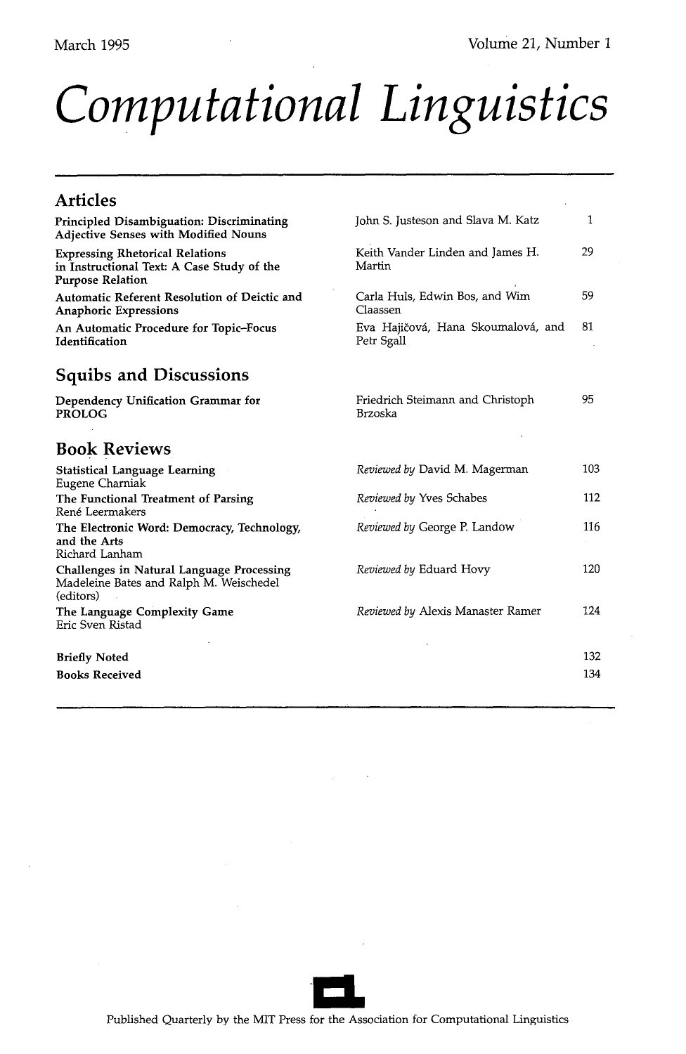March 1995 Volume 21, Number 1

# Computational Linguistics

## Articles

| | | |
|---|---|---|
| **Principled Disambiguation: Discriminating Adjective Senses with Modified Nouns** | John S. Justeson and Slava M. Katz | 1 |
| **Expressing Rhetorical Relations in Instructional Text: A Case Study of the Purpose Relation** | Keith Vander Linden and James H. Martin | 29 |
| **Automatic Referent Resolution of Deictic and Anaphoric Expressions** | Carla Huls, Edwin Bos, and Wim Claassen | 59 |
| **An Automatic Procedure for Topic–Focus Identification** | Eva Hajičová, Hana Skoumalová, and Petr Sgall | 81 |

## Squibs and Discussions

| | | |
|---|---|---|
| **Dependency Unification Grammar for PROLOG** | Friedrich Steimann and Christoph Brzoska | 95 |

## Book Reviews

| | | |
|---|---|---|
| **Statistical Language Learning** Eugene Charniak | *Reviewed by* David M. Magerman | 103 |
| **The Functional Treatment of Parsing** René Leermakers | *Reviewed by* Yves Schabes | 112 |
| **The Electronic Word: Democracy, Technology, and the Arts** Richard Lanham | *Reviewed by* George P. Landow | 116 |
| **Challenges in Natural Language Processing** Madeleine Bates and Ralph M. Weischedel (editors) | *Reviewed by* Eduard Hovy | 120 |
| **The Language Complexity Game** Eric Sven Ristad | *Reviewed by* Alexis Manaster Ramer | 124 |

| | |
|---|---|
| **Briefly Noted** | 132 |
| **Books Received** | 134 |

Published Quarterly by the MIT Press for the Association for Computational Linguistics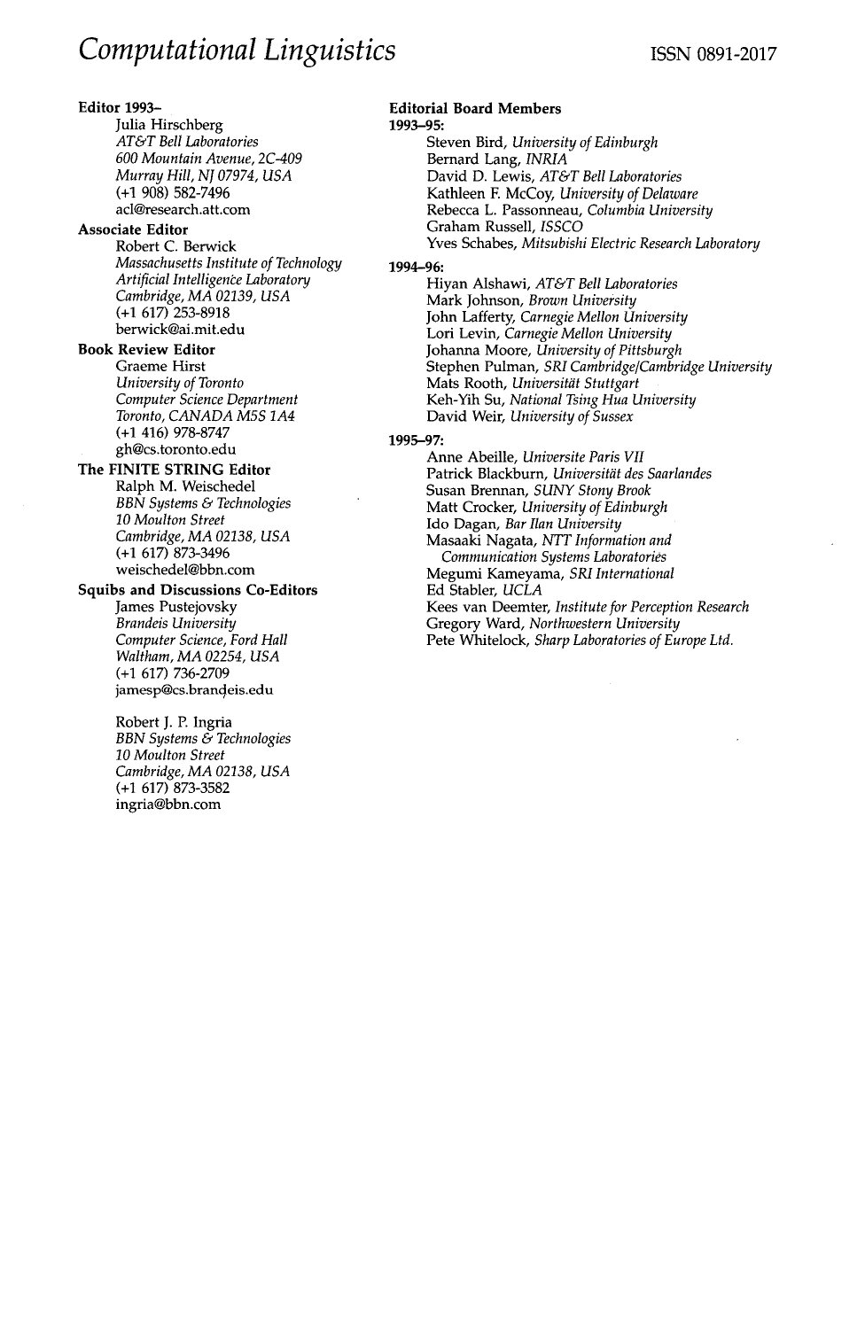# *Computational Linguistics*

ISSN 0891-2017

**Editor 1993–**

Julia Hirschberg
*AT&T Bell Laboratories*
*600 Mountain Avenue, 2C-409*
*Murray Hill, NJ 07974, USA*
(+1 908) 582-7496
acl@research.att.com

**Associate Editor**

Robert C. Berwick
*Massachusetts Institute of Technology*
*Artificial Intelligence Laboratory*
*Cambridge, MA 02139, USA*
(+1 617) 253-8918
berwick@ai.mit.edu

**Book Review Editor**

Graeme Hirst
*University of Toronto*
*Computer Science Department*
*Toronto, CANADA M5S 1A4*
(+1 416) 978-8747
gh@cs.toronto.edu

**The FINITE STRING Editor**

Ralph M. Weischedel
*BBN Systems & Technologies*
*10 Moulton Street*
*Cambridge, MA 02138, USA*
(+1 617) 873-3496
weischedel@bbn.com

**Squibs and Discussions Co-Editors**

James Pustejovsky
*Brandeis University*
*Computer Science, Ford Hall*
*Waltham, MA 02254, USA*
(+1 617) 736-2709
jamesp@cs.brandeis.edu

Robert J. P. Ingria
*BBN Systems & Technologies*
*10 Moulton Street*
*Cambridge, MA 02138, USA*
(+1 617) 873-3582
ingria@bbn.com

**Editorial Board Members**

**1993–95:**

Steven Bird, *University of Edinburgh*
Bernard Lang, *INRIA*
David D. Lewis, *AT&T Bell Laboratories*
Kathleen F. McCoy, *University of Delaware*
Rebecca L. Passonneau, *Columbia University*
Graham Russell, *ISSCO*
Yves Schabes, *Mitsubishi Electric Research Laboratory*

**1994–96:**

Hiyan Alshawi, *AT&T Bell Laboratories*
Mark Johnson, *Brown University*
John Lafferty, *Carnegie Mellon University*
Lori Levin, *Carnegie Mellon University*
Johanna Moore, *University of Pittsburgh*
Stephen Pulman, *SRI Cambridge/Cambridge University*
Mats Rooth, *Universität Stuttgart*
Keh-Yih Su, *National Tsing Hua University*
David Weir, *University of Sussex*

**1995–97:**

Anne Abeille, *Universite Paris VII*
Patrick Blackburn, *Universität des Saarlandes*
Susan Brennan, *SUNY Stony Brook*
Matt Crocker, *University of Edinburgh*
Ido Dagan, *Bar Ilan University*
Masaaki Nagata, *NTT Information and Communication Systems Laboratories*
Megumi Kameyama, *SRI International*
Ed Stabler, *UCLA*
Kees van Deemter, *Institute for Perception Research*
Gregory Ward, *Northwestern University*
Pete Whitelock, *Sharp Laboratories of Europe Ltd.*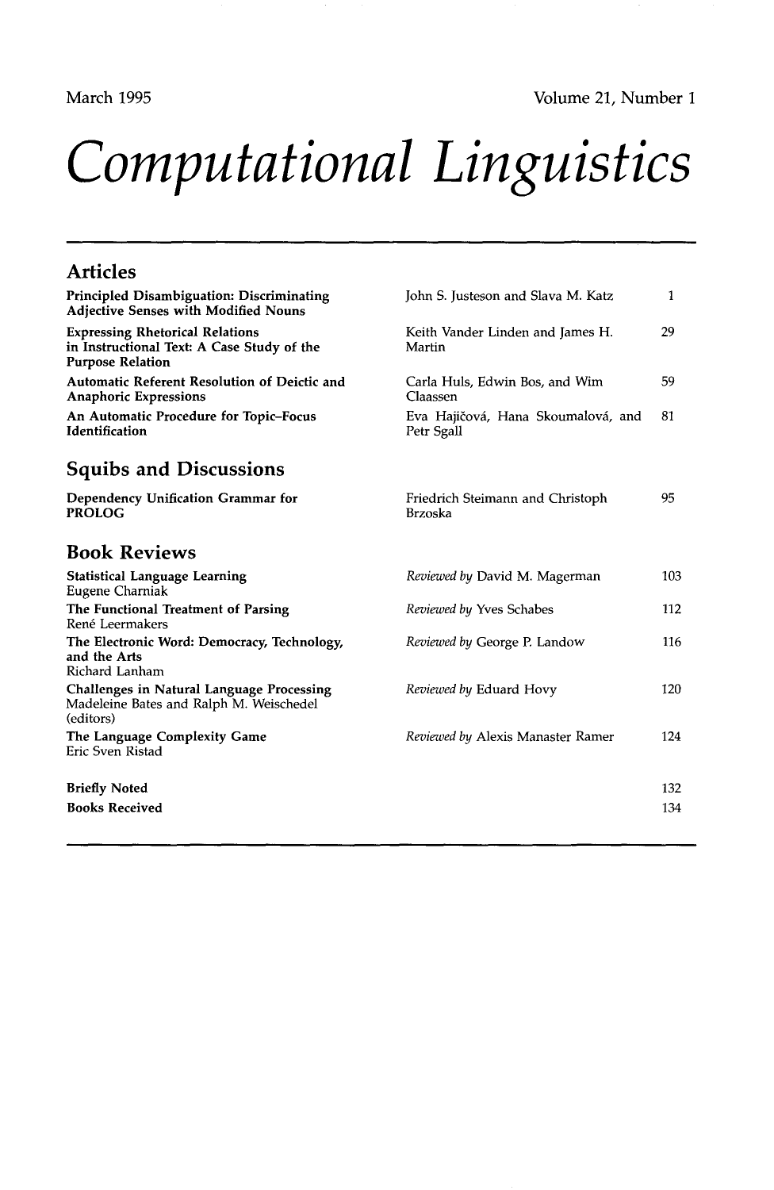March 1995

Volume 21, Number 1

# Computational Linguistics

## Articles

| | | |
|---|---|---|
| **Principled Disambiguation: Discriminating Adjective Senses with Modified Nouns** | John S. Justeson and Slava M. Katz | 1 |
| **Expressing Rhetorical Relations in Instructional Text: A Case Study of the Purpose Relation** | Keith Vander Linden and James H. Martin | 29 |
| **Automatic Referent Resolution of Deictic and Anaphoric Expressions** | Carla Huls, Edwin Bos, and Wim Claassen | 59 |
| **An Automatic Procedure for Topic–Focus Identification** | Eva Hajičová, Hana Skoumalová, and Petr Sgall | 81 |

## Squibs and Discussions

| | | |
|---|---|---|
| **Dependency Unification Grammar for PROLOG** | Friedrich Steimann and Christoph Brzoska | 95 |

## Book Reviews

| | | |
|---|---|---|
| **Statistical Language Learning** Eugene Charniak | *Reviewed by* David M. Magerman | 103 |
| **The Functional Treatment of Parsing** René Leermakers | *Reviewed by* Yves Schabes | 112 |
| **The Electronic Word: Democracy, Technology, and the Arts** Richard Lanham | *Reviewed by* George P. Landow | 116 |
| **Challenges in Natural Language Processing** Madeleine Bates and Ralph M. Weischedel (editors) | *Reviewed by* Eduard Hovy | 120 |
| **The Language Complexity Game** Eric Sven Ristad | *Reviewed by* Alexis Manaster Ramer | 124 |

| | |
|---|---|
| **Briefly Noted** | 132 |
| **Books Received** | 134 |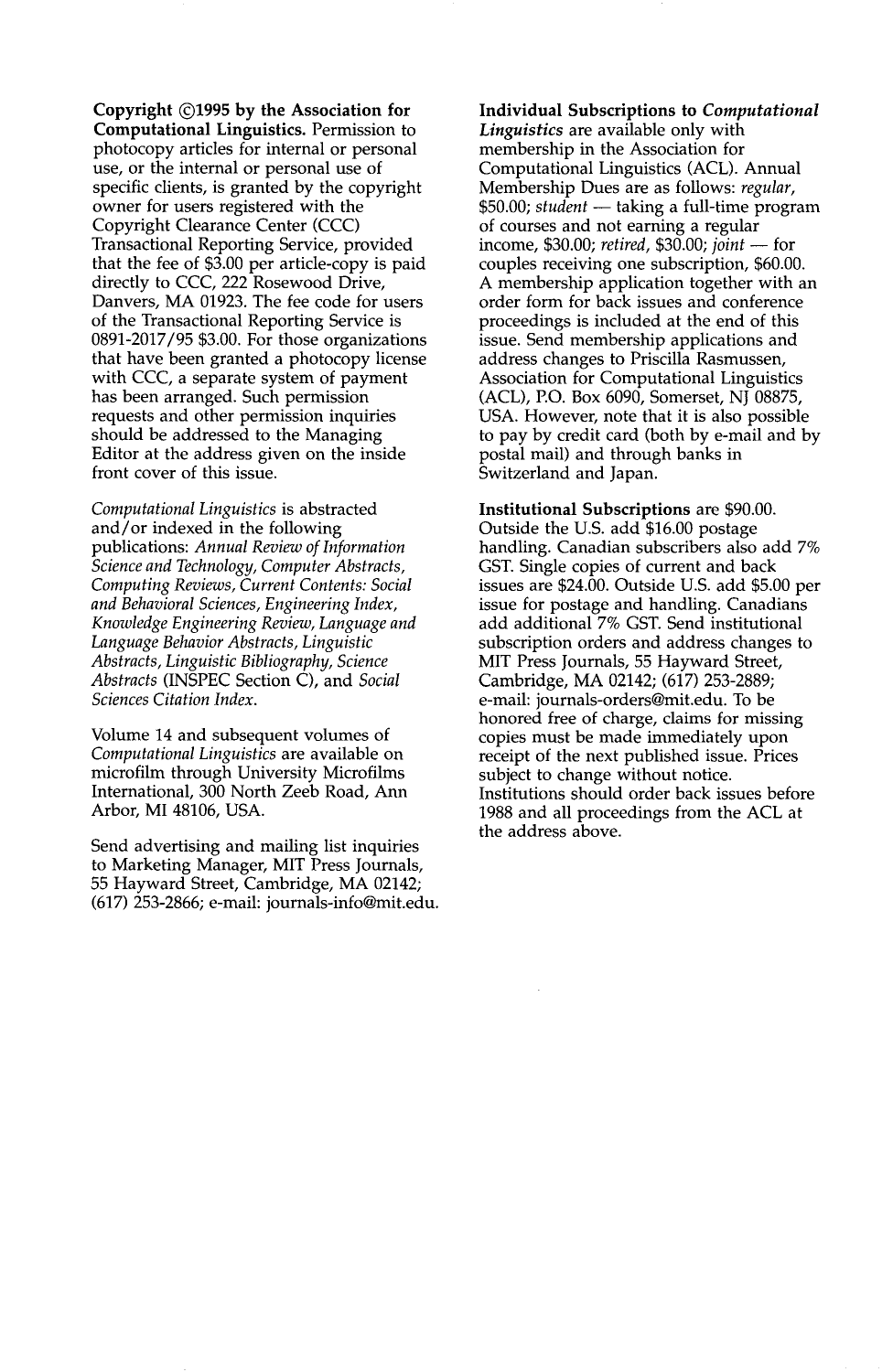**Copyright ©1995 by the Association for Computational Linguistics.** Permission to photocopy articles for internal or personal use, or the internal or personal use of specific clients, is granted by the copyright owner for users registered with the Copyright Clearance Center (CCC) Transactional Reporting Service, provided that the fee of $3.00 per article-copy is paid directly to CCC, 222 Rosewood Drive, Danvers, MA 01923. The fee code for users of the Transactional Reporting Service is 0891-2017/95 $3.00. For those organizations that have been granted a photocopy license with CCC, a separate system of payment has been arranged. Such permission requests and other permission inquiries should be addressed to the Managing Editor at the address given on the inside front cover of this issue.

*Computational Linguistics* is abstracted and/or indexed in the following publications: *Annual Review of Information Science and Technology, Computer Abstracts, Computing Reviews, Current Contents: Social and Behavioral Sciences, Engineering Index, Knowledge Engineering Review, Language and Language Behavior Abstracts, Linguistic Abstracts, Linguistic Bibliography, Science Abstracts* (INSPEC Section C), and *Social Sciences Citation Index.*

Volume 14 and subsequent volumes of *Computational Linguistics* are available on microfilm through University Microfilms International, 300 North Zeeb Road, Ann Arbor, MI 48106, USA.

Send advertising and mailing list inquiries to Marketing Manager, MIT Press Journals, 55 Hayward Street, Cambridge, MA 02142; (617) 253-2866; e-mail: journals-info@mit.edu.

**Individual Subscriptions to *Computational Linguistics*** are available only with membership in the Association for Computational Linguistics (ACL). Annual Membership Dues are as follows: *regular*, $50.00; *student* — taking a full-time program of courses and not earning a regular income, $30.00; *retired*, $30.00; *joint* — for couples receiving one subscription, $60.00. A membership application together with an order form for back issues and conference proceedings is included at the end of this issue. Send membership applications and address changes to Priscilla Rasmussen, Association for Computational Linguistics (ACL), P.O. Box 6090, Somerset, NJ 08875, USA. However, note that it is also possible to pay by credit card (both by e-mail and by postal mail) and through banks in Switzerland and Japan.

**Institutional Subscriptions** are $90.00. Outside the U.S. add $16.00 postage handling. Canadian subscribers also add 7% GST. Single copies of current and back issues are $24.00. Outside U.S. add $5.00 per issue for postage and handling. Canadians add additional 7% GST. Send institutional subscription orders and address changes to MIT Press Journals, 55 Hayward Street, Cambridge, MA 02142; (617) 253-2889; e-mail: journals-orders@mit.edu. To be honored free of charge, claims for missing copies must be made immediately upon receipt of the next published issue. Prices subject to change without notice. Institutions should order back issues before 1988 and all proceedings from the ACL at the address above.